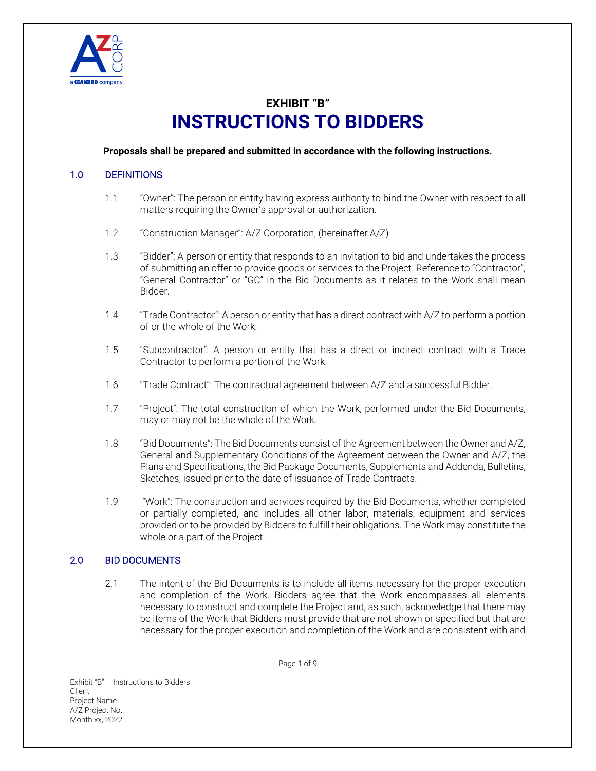# EXHIBIT "B"
# INSTRUCTIONS TO BIDDERS

**Proposals shall be prepared and submitted in accordance with the following instructions.**

## 1.0 DEFINITIONS

1.1 "Owner": The person or entity having express authority to bind the Owner with respect to all matters requiring the Owner's approval or authorization.

1.2 "Construction Manager": A/Z Corporation, (hereinafter A/Z)

1.3 "Bidder": A person or entity that responds to an invitation to bid and undertakes the process of submitting an offer to provide goods or services to the Project. Reference to "Contractor", "General Contractor" or "GC" in the Bid Documents as it relates to the Work shall mean Bidder.

1.4 "Trade Contractor": A person or entity that has a direct contract with A/Z to perform a portion of or the whole of the Work.

1.5 "Subcontractor": A person or entity that has a direct or indirect contract with a Trade Contractor to perform a portion of the Work.

1.6 "Trade Contract": The contractual agreement between A/Z and a successful Bidder.

1.7 "Project": The total construction of which the Work, performed under the Bid Documents, may or may not be the whole of the Work.

1.8 "Bid Documents": The Bid Documents consist of the Agreement between the Owner and A/Z, General and Supplementary Conditions of the Agreement between the Owner and A/Z, the Plans and Specifications, the Bid Package Documents, Supplements and Addenda, Bulletins, Sketches, issued prior to the date of issuance of Trade Contracts.

1.9 "Work": The construction and services required by the Bid Documents, whether completed or partially completed, and includes all other labor, materials, equipment and services provided or to be provided by Bidders to fulfill their obligations. The Work may constitute the whole or a part of the Project.

## 2.0 BID DOCUMENTS

2.1 The intent of the Bid Documents is to include all items necessary for the proper execution and completion of the Work. Bidders agree that the Work encompasses all elements necessary to construct and complete the Project and, as such, acknowledge that there may be items of the Work that Bidders must provide that are not shown or specified but that are necessary for the proper execution and completion of the Work and are consistent with and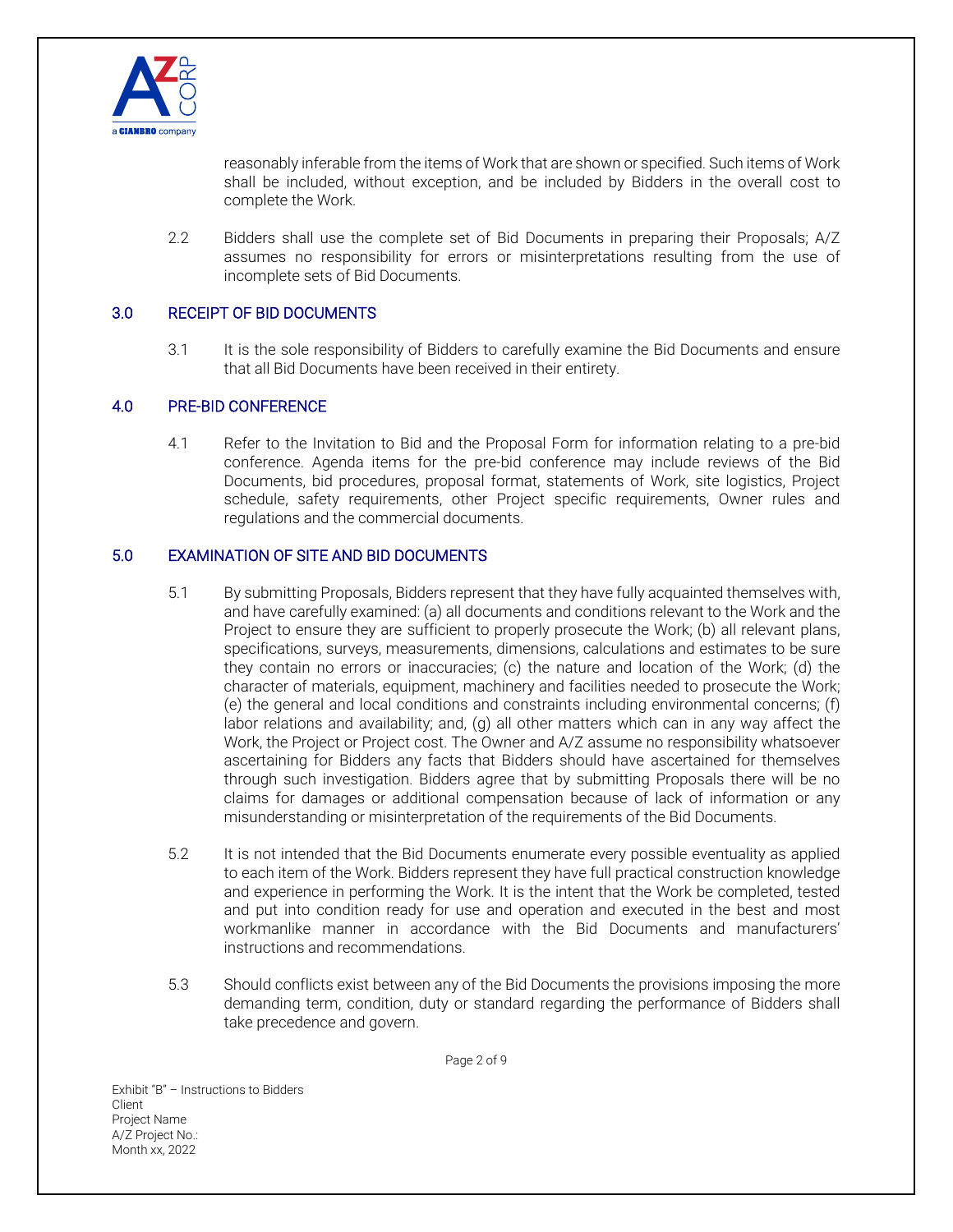reasonably inferable from the items of Work that are shown or specified. Such items of Work shall be included, without exception, and be included by Bidders in the overall cost to complete the Work.

2.2 Bidders shall use the complete set of Bid Documents in preparing their Proposals; A/Z assumes no responsibility for errors or misinterpretations resulting from the use of incomplete sets of Bid Documents.

## 3.0 RECEIPT OF BID DOCUMENTS

3.1 It is the sole responsibility of Bidders to carefully examine the Bid Documents and ensure that all Bid Documents have been received in their entirety.

## 4.0 PRE-BID CONFERENCE

4.1 Refer to the Invitation to Bid and the Proposal Form for information relating to a pre-bid conference. Agenda items for the pre-bid conference may include reviews of the Bid Documents, bid procedures, proposal format, statements of Work, site logistics, Project schedule, safety requirements, other Project specific requirements, Owner rules and regulations and the commercial documents.

## 5.0 EXAMINATION OF SITE AND BID DOCUMENTS

5.1 By submitting Proposals, Bidders represent that they have fully acquainted themselves with, and have carefully examined: (a) all documents and conditions relevant to the Work and the Project to ensure they are sufficient to properly prosecute the Work; (b) all relevant plans, specifications, surveys, measurements, dimensions, calculations and estimates to be sure they contain no errors or inaccuracies; (c) the nature and location of the Work; (d) the character of materials, equipment, machinery and facilities needed to prosecute the Work; (e) the general and local conditions and constraints including environmental concerns; (f) labor relations and availability; and, (g) all other matters which can in any way affect the Work, the Project or Project cost. The Owner and A/Z assume no responsibility whatsoever ascertaining for Bidders any facts that Bidders should have ascertained for themselves through such investigation. Bidders agree that by submitting Proposals there will be no claims for damages or additional compensation because of lack of information or any misunderstanding or misinterpretation of the requirements of the Bid Documents.

5.2 It is not intended that the Bid Documents enumerate every possible eventuality as applied to each item of the Work. Bidders represent they have full practical construction knowledge and experience in performing the Work. It is the intent that the Work be completed, tested and put into condition ready for use and operation and executed in the best and most workmanlike manner in accordance with the Bid Documents and manufacturers' instructions and recommendations.

5.3 Should conflicts exist between any of the Bid Documents the provisions imposing the more demanding term, condition, duty or standard regarding the performance of Bidders shall take precedence and govern.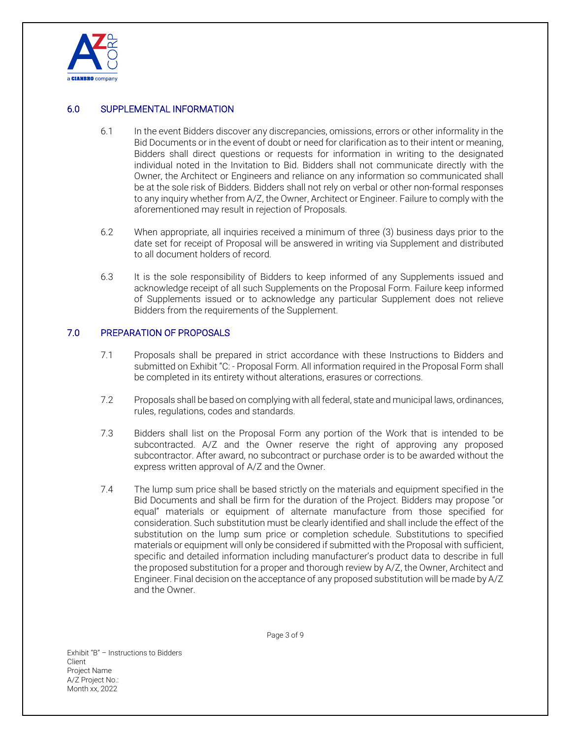## 6.0 SUPPLEMENTAL INFORMATION

6.1 In the event Bidders discover any discrepancies, omissions, errors or other informality in the Bid Documents or in the event of doubt or need for clarification as to their intent or meaning, Bidders shall direct questions or requests for information in writing to the designated individual noted in the Invitation to Bid. Bidders shall not communicate directly with the Owner, the Architect or Engineers and reliance on any information so communicated shall be at the sole risk of Bidders. Bidders shall not rely on verbal or other non-formal responses to any inquiry whether from A/Z, the Owner, Architect or Engineer. Failure to comply with the aforementioned may result in rejection of Proposals.

6.2 When appropriate, all inquiries received a minimum of three (3) business days prior to the date set for receipt of Proposal will be answered in writing via Supplement and distributed to all document holders of record.

6.3 It is the sole responsibility of Bidders to keep informed of any Supplements issued and acknowledge receipt of all such Supplements on the Proposal Form. Failure keep informed of Supplements issued or to acknowledge any particular Supplement does not relieve Bidders from the requirements of the Supplement.

## 7.0 PREPARATION OF PROPOSALS

7.1 Proposals shall be prepared in strict accordance with these Instructions to Bidders and submitted on Exhibit "C: - Proposal Form. All information required in the Proposal Form shall be completed in its entirety without alterations, erasures or corrections.

7.2 Proposals shall be based on complying with all federal, state and municipal laws, ordinances, rules, regulations, codes and standards.

7.3 Bidders shall list on the Proposal Form any portion of the Work that is intended to be subcontracted. A/Z and the Owner reserve the right of approving any proposed subcontractor. After award, no subcontract or purchase order is to be awarded without the express written approval of A/Z and the Owner.

7.4 The lump sum price shall be based strictly on the materials and equipment specified in the Bid Documents and shall be firm for the duration of the Project. Bidders may propose "or equal" materials or equipment of alternate manufacture from those specified for consideration. Such substitution must be clearly identified and shall include the effect of the substitution on the lump sum price or completion schedule. Substitutions to specified materials or equipment will only be considered if submitted with the Proposal with sufficient, specific and detailed information including manufacturer's product data to describe in full the proposed substitution for a proper and thorough review by A/Z, the Owner, Architect and Engineer. Final decision on the acceptance of any proposed substitution will be made by A/Z and the Owner.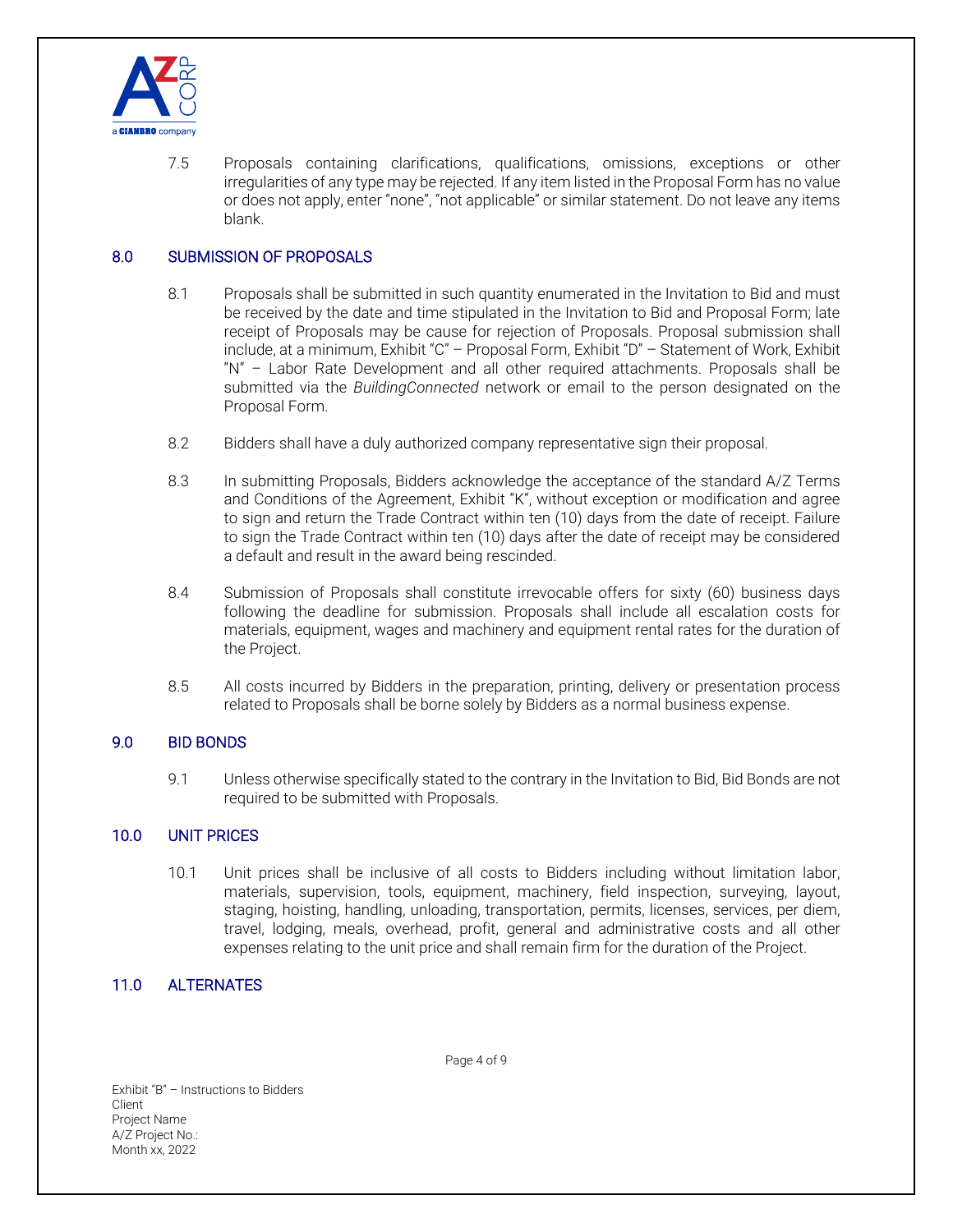7.5 Proposals containing clarifications, qualifications, omissions, exceptions or other irregularities of any type may be rejected. If any item listed in the Proposal Form has no value or does not apply, enter "none", "not applicable" or similar statement. Do not leave any items blank.

## 8.0 SUBMISSION OF PROPOSALS

8.1 Proposals shall be submitted in such quantity enumerated in the Invitation to Bid and must be received by the date and time stipulated in the Invitation to Bid and Proposal Form; late receipt of Proposals may be cause for rejection of Proposals. Proposal submission shall include, at a minimum, Exhibit "C" – Proposal Form, Exhibit "D" – Statement of Work, Exhibit "N" – Labor Rate Development and all other required attachments. Proposals shall be submitted via the *BuildingConnected* network or email to the person designated on the Proposal Form.

8.2 Bidders shall have a duly authorized company representative sign their proposal.

8.3 In submitting Proposals, Bidders acknowledge the acceptance of the standard A/Z Terms and Conditions of the Agreement, Exhibit "K", without exception or modification and agree to sign and return the Trade Contract within ten (10) days from the date of receipt. Failure to sign the Trade Contract within ten (10) days after the date of receipt may be considered a default and result in the award being rescinded.

8.4 Submission of Proposals shall constitute irrevocable offers for sixty (60) business days following the deadline for submission. Proposals shall include all escalation costs for materials, equipment, wages and machinery and equipment rental rates for the duration of the Project.

8.5 All costs incurred by Bidders in the preparation, printing, delivery or presentation process related to Proposals shall be borne solely by Bidders as a normal business expense.

## 9.0 BID BONDS

9.1 Unless otherwise specifically stated to the contrary in the Invitation to Bid, Bid Bonds are not required to be submitted with Proposals.

## 10.0 UNIT PRICES

10.1 Unit prices shall be inclusive of all costs to Bidders including without limitation labor, materials, supervision, tools, equipment, machinery, field inspection, surveying, layout, staging, hoisting, handling, unloading, transportation, permits, licenses, services, per diem, travel, lodging, meals, overhead, profit, general and administrative costs and all other expenses relating to the unit price and shall remain firm for the duration of the Project.

## 11.0 ALTERNATES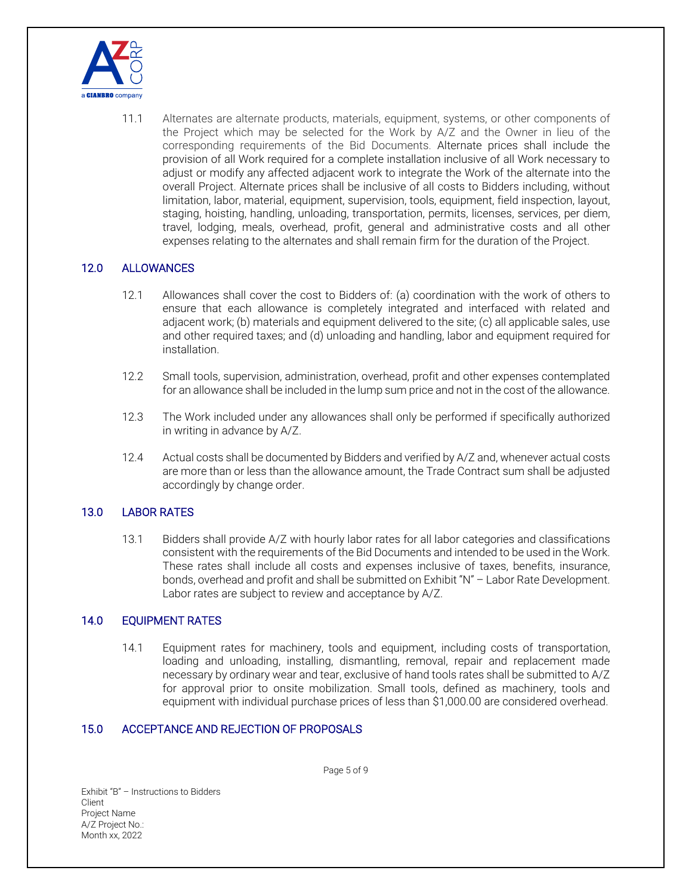11.1 Alternates are alternate products, materials, equipment, systems, or other components of the Project which may be selected for the Work by A/Z and the Owner in lieu of the corresponding requirements of the Bid Documents. Alternate prices shall include the provision of all Work required for a complete installation inclusive of all Work necessary to adjust or modify any affected adjacent work to integrate the Work of the alternate into the overall Project. Alternate prices shall be inclusive of all costs to Bidders including, without limitation, labor, material, equipment, supervision, tools, equipment, field inspection, layout, staging, hoisting, handling, unloading, transportation, permits, licenses, services, per diem, travel, lodging, meals, overhead, profit, general and administrative costs and all other expenses relating to the alternates and shall remain firm for the duration of the Project.

## 12.0 ALLOWANCES

12.1 Allowances shall cover the cost to Bidders of: (a) coordination with the work of others to ensure that each allowance is completely integrated and interfaced with related and adjacent work; (b) materials and equipment delivered to the site; (c) all applicable sales, use and other required taxes; and (d) unloading and handling, labor and equipment required for installation.

12.2 Small tools, supervision, administration, overhead, profit and other expenses contemplated for an allowance shall be included in the lump sum price and not in the cost of the allowance.

12.3 The Work included under any allowances shall only be performed if specifically authorized in writing in advance by A/Z.

12.4 Actual costs shall be documented by Bidders and verified by A/Z and, whenever actual costs are more than or less than the allowance amount, the Trade Contract sum shall be adjusted accordingly by change order.

## 13.0 LABOR RATES

13.1 Bidders shall provide A/Z with hourly labor rates for all labor categories and classifications consistent with the requirements of the Bid Documents and intended to be used in the Work. These rates shall include all costs and expenses inclusive of taxes, benefits, insurance, bonds, overhead and profit and shall be submitted on Exhibit "N" – Labor Rate Development. Labor rates are subject to review and acceptance by A/Z.

## 14.0 EQUIPMENT RATES

14.1 Equipment rates for machinery, tools and equipment, including costs of transportation, loading and unloading, installing, dismantling, removal, repair and replacement made necessary by ordinary wear and tear, exclusive of hand tools rates shall be submitted to A/Z for approval prior to onsite mobilization. Small tools, defined as machinery, tools and equipment with individual purchase prices of less than $1,000.00 are considered overhead.

## 15.0 ACCEPTANCE AND REJECTION OF PROPOSALS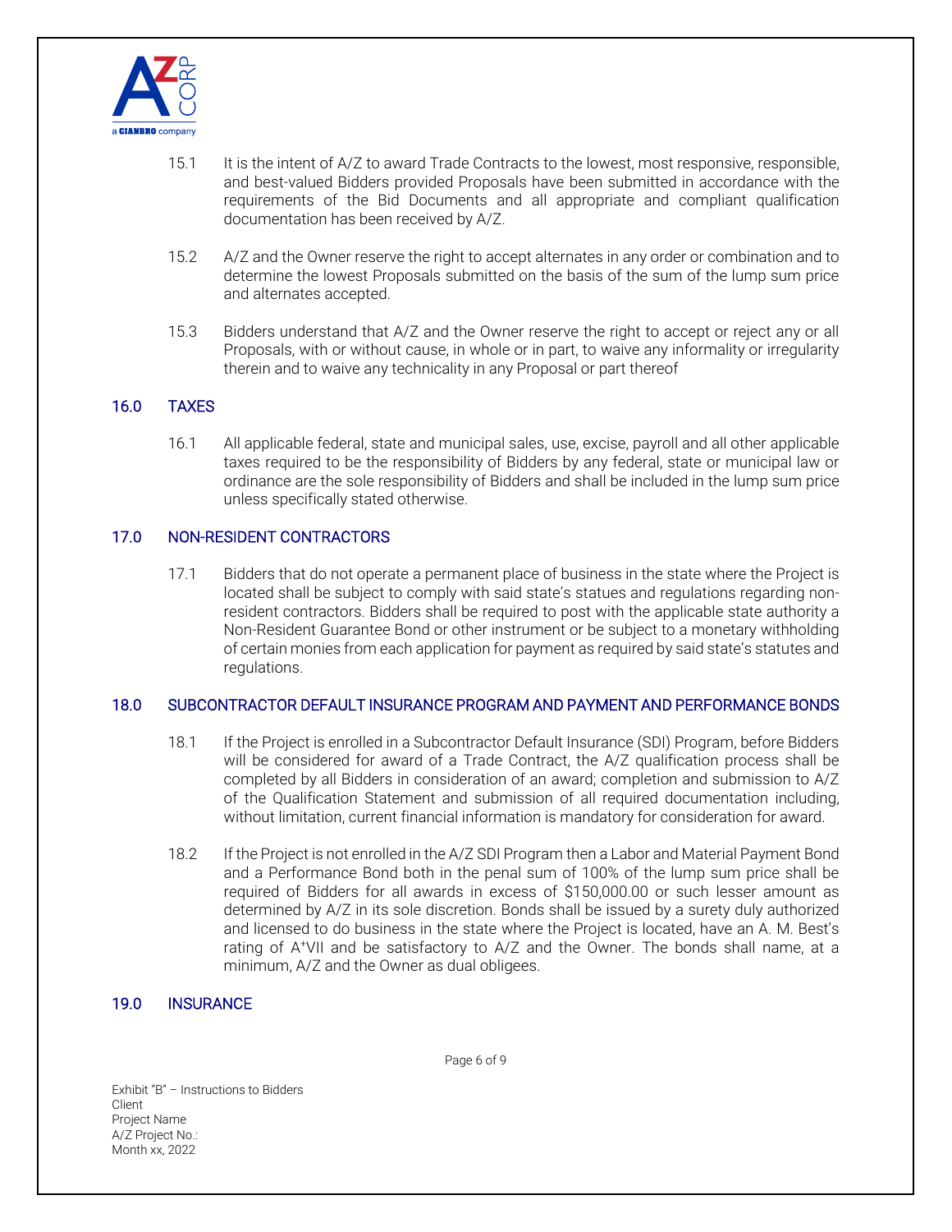15.1 It is the intent of A/Z to award Trade Contracts to the lowest, most responsive, responsible, and best-valued Bidders provided Proposals have been submitted in accordance with the requirements of the Bid Documents and all appropriate and compliant qualification documentation has been received by A/Z.

15.2 A/Z and the Owner reserve the right to accept alternates in any order or combination and to determine the lowest Proposals submitted on the basis of the sum of the lump sum price and alternates accepted.

15.3 Bidders understand that A/Z and the Owner reserve the right to accept or reject any or all Proposals, with or without cause, in whole or in part, to waive any informality or irregularity therein and to waive any technicality in any Proposal or part thereof

## 16.0 TAXES

16.1 All applicable federal, state and municipal sales, use, excise, payroll and all other applicable taxes required to be the responsibility of Bidders by any federal, state or municipal law or ordinance are the sole responsibility of Bidders and shall be included in the lump sum price unless specifically stated otherwise.

## 17.0 NON-RESIDENT CONTRACTORS

17.1 Bidders that do not operate a permanent place of business in the state where the Project is located shall be subject to comply with said state's statues and regulations regarding non-resident contractors. Bidders shall be required to post with the applicable state authority a Non-Resident Guarantee Bond or other instrument or be subject to a monetary withholding of certain monies from each application for payment as required by said state's statutes and regulations.

## 18.0 SUBCONTRACTOR DEFAULT INSURANCE PROGRAM AND PAYMENT AND PERFORMANCE BONDS

18.1 If the Project is enrolled in a Subcontractor Default Insurance (SDI) Program, before Bidders will be considered for award of a Trade Contract, the A/Z qualification process shall be completed by all Bidders in consideration of an award; completion and submission to A/Z of the Qualification Statement and submission of all required documentation including, without limitation, current financial information is mandatory for consideration for award.

18.2 If the Project is not enrolled in the A/Z SDI Program then a Labor and Material Payment Bond and a Performance Bond both in the penal sum of 100% of the lump sum price shall be required of Bidders for all awards in excess of $150,000.00 or such lesser amount as determined by A/Z in its sole discretion. Bonds shall be issued by a surety duly authorized and licensed to do business in the state where the Project is located, have an A. M. Best's rating of A+VII and be satisfactory to A/Z and the Owner. The bonds shall name, at a minimum, A/Z and the Owner as dual obligees.

## 19.0 INSURANCE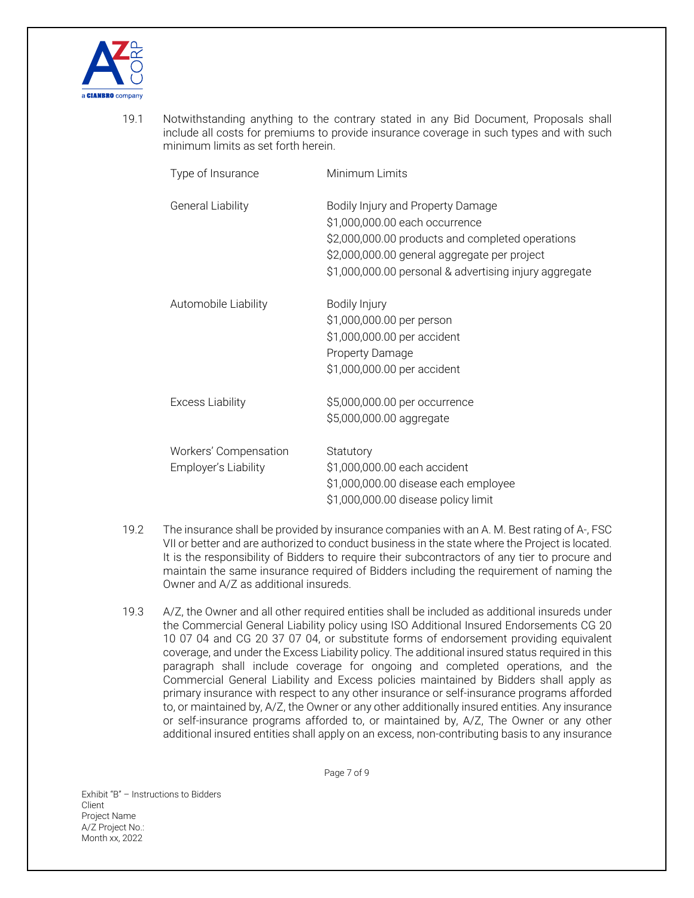19.1 Notwithstanding anything to the contrary stated in any Bid Document, Proposals shall include all costs for premiums to provide insurance coverage in such types and with such minimum limits as set forth herein.

| Type of Insurance | Minimum Limits |
|---|---|
| General Liability | Bodily Injury and Property Damage<br>$1,000,000.00 each occurrence<br>$2,000,000.00 products and completed operations<br>$2,000,000.00 general aggregate per project<br>$1,000,000.00 personal & advertising injury aggregate |
| Automobile Liability | Bodily Injury<br>$1,000,000.00 per person<br>$1,000,000.00 per accident<br>Property Damage<br>$1,000,000.00 per accident |
| Excess Liability | $5,000,000.00 per occurrence<br>$5,000,000.00 aggregate |
| Workers' Compensation<br>Employer's Liability | Statutory<br>$1,000,000.00 each accident<br>$1,000,000.00 disease each employee<br>$1,000,000.00 disease policy limit |

19.2 The insurance shall be provided by insurance companies with an A. M. Best rating of A-, FSC VII or better and are authorized to conduct business in the state where the Project is located. It is the responsibility of Bidders to require their subcontractors of any tier to procure and maintain the same insurance required of Bidders including the requirement of naming the Owner and A/Z as additional insureds.

19.3 A/Z, the Owner and all other required entities shall be included as additional insureds under the Commercial General Liability policy using ISO Additional Insured Endorsements CG 20 10 07 04 and CG 20 37 07 04, or substitute forms of endorsement providing equivalent coverage, and under the Excess Liability policy. The additional insured status required in this paragraph shall include coverage for ongoing and completed operations, and the Commercial General Liability and Excess policies maintained by Bidders shall apply as primary insurance with respect to any other insurance or self-insurance programs afforded to, or maintained by, A/Z, the Owner or any other additionally insured entities. Any insurance or self-insurance programs afforded to, or maintained by, A/Z, The Owner or any other additional insured entities shall apply on an excess, non-contributing basis to any insurance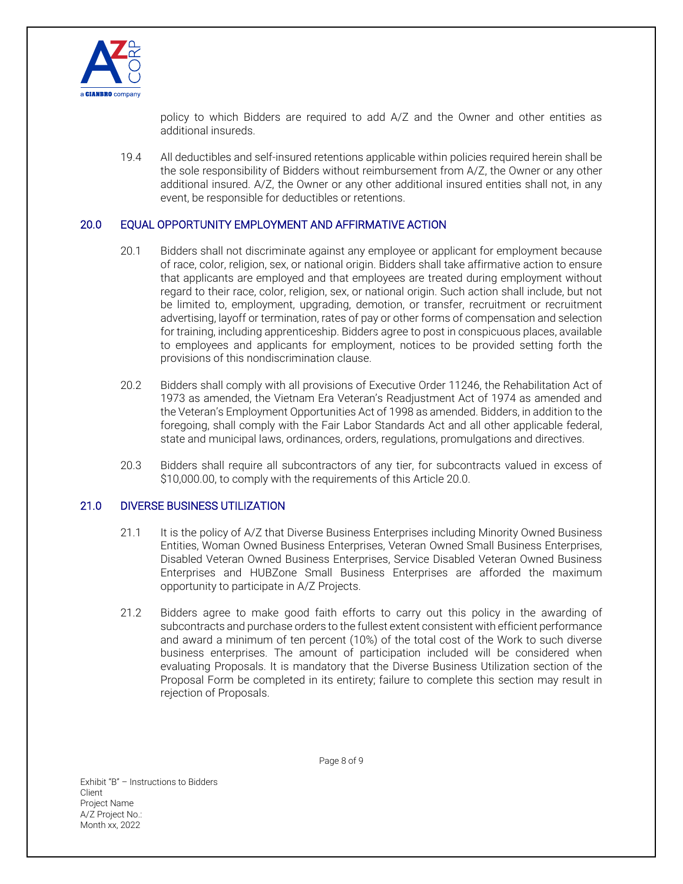policy to which Bidders are required to add A/Z and the Owner and other entities as additional insureds.

19.4 All deductibles and self-insured retentions applicable within policies required herein shall be the sole responsibility of Bidders without reimbursement from A/Z, the Owner or any other additional insured. A/Z, the Owner or any other additional insured entities shall not, in any event, be responsible for deductibles or retentions.

## 20.0 EQUAL OPPORTUNITY EMPLOYMENT AND AFFIRMATIVE ACTION

20.1 Bidders shall not discriminate against any employee or applicant for employment because of race, color, religion, sex, or national origin. Bidders shall take affirmative action to ensure that applicants are employed and that employees are treated during employment without regard to their race, color, religion, sex, or national origin. Such action shall include, but not be limited to, employment, upgrading, demotion, or transfer, recruitment or recruitment advertising, layoff or termination, rates of pay or other forms of compensation and selection for training, including apprenticeship. Bidders agree to post in conspicuous places, available to employees and applicants for employment, notices to be provided setting forth the provisions of this nondiscrimination clause.

20.2 Bidders shall comply with all provisions of Executive Order 11246, the Rehabilitation Act of 1973 as amended, the Vietnam Era Veteran's Readjustment Act of 1974 as amended and the Veteran's Employment Opportunities Act of 1998 as amended. Bidders, in addition to the foregoing, shall comply with the Fair Labor Standards Act and all other applicable federal, state and municipal laws, ordinances, orders, regulations, promulgations and directives.

20.3 Bidders shall require all subcontractors of any tier, for subcontracts valued in excess of $10,000.00, to comply with the requirements of this Article 20.0.

## 21.0 DIVERSE BUSINESS UTILIZATION

21.1 It is the policy of A/Z that Diverse Business Enterprises including Minority Owned Business Entities, Woman Owned Business Enterprises, Veteran Owned Small Business Enterprises, Disabled Veteran Owned Business Enterprises, Service Disabled Veteran Owned Business Enterprises and HUBZone Small Business Enterprises are afforded the maximum opportunity to participate in A/Z Projects.

21.2 Bidders agree to make good faith efforts to carry out this policy in the awarding of subcontracts and purchase orders to the fullest extent consistent with efficient performance and award a minimum of ten percent (10%) of the total cost of the Work to such diverse business enterprises. The amount of participation included will be considered when evaluating Proposals. It is mandatory that the Diverse Business Utilization section of the Proposal Form be completed in its entirety; failure to complete this section may result in rejection of Proposals.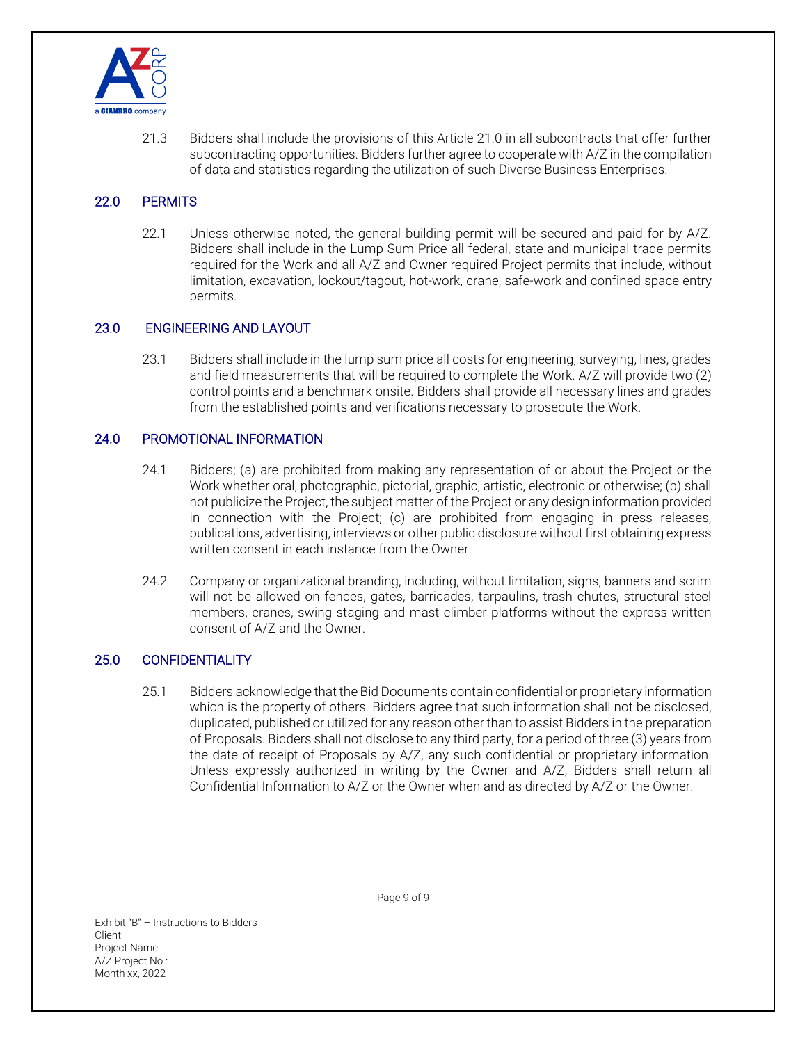21.3 Bidders shall include the provisions of this Article 21.0 in all subcontracts that offer further subcontracting opportunities. Bidders further agree to cooperate with A/Z in the compilation of data and statistics regarding the utilization of such Diverse Business Enterprises.

## 22.0 PERMITS

22.1 Unless otherwise noted, the general building permit will be secured and paid for by A/Z. Bidders shall include in the Lump Sum Price all federal, state and municipal trade permits required for the Work and all A/Z and Owner required Project permits that include, without limitation, excavation, lockout/tagout, hot-work, crane, safe-work and confined space entry permits.

## 23.0 ENGINEERING AND LAYOUT

23.1 Bidders shall include in the lump sum price all costs for engineering, surveying, lines, grades and field measurements that will be required to complete the Work. A/Z will provide two (2) control points and a benchmark onsite. Bidders shall provide all necessary lines and grades from the established points and verifications necessary to prosecute the Work.

## 24.0 PROMOTIONAL INFORMATION

24.1 Bidders; (a) are prohibited from making any representation of or about the Project or the Work whether oral, photographic, pictorial, graphic, artistic, electronic or otherwise; (b) shall not publicize the Project, the subject matter of the Project or any design information provided in connection with the Project; (c) are prohibited from engaging in press releases, publications, advertising, interviews or other public disclosure without first obtaining express written consent in each instance from the Owner.

24.2 Company or organizational branding, including, without limitation, signs, banners and scrim will not be allowed on fences, gates, barricades, tarpaulins, trash chutes, structural steel members, cranes, swing staging and mast climber platforms without the express written consent of A/Z and the Owner.

## 25.0 CONFIDENTIALITY

25.1 Bidders acknowledge that the Bid Documents contain confidential or proprietary information which is the property of others. Bidders agree that such information shall not be disclosed, duplicated, published or utilized for any reason other than to assist Bidders in the preparation of Proposals. Bidders shall not disclose to any third party, for a period of three (3) years from the date of receipt of Proposals by A/Z, any such confidential or proprietary information. Unless expressly authorized in writing by the Owner and A/Z, Bidders shall return all Confidential Information to A/Z or the Owner when and as directed by A/Z or the Owner.